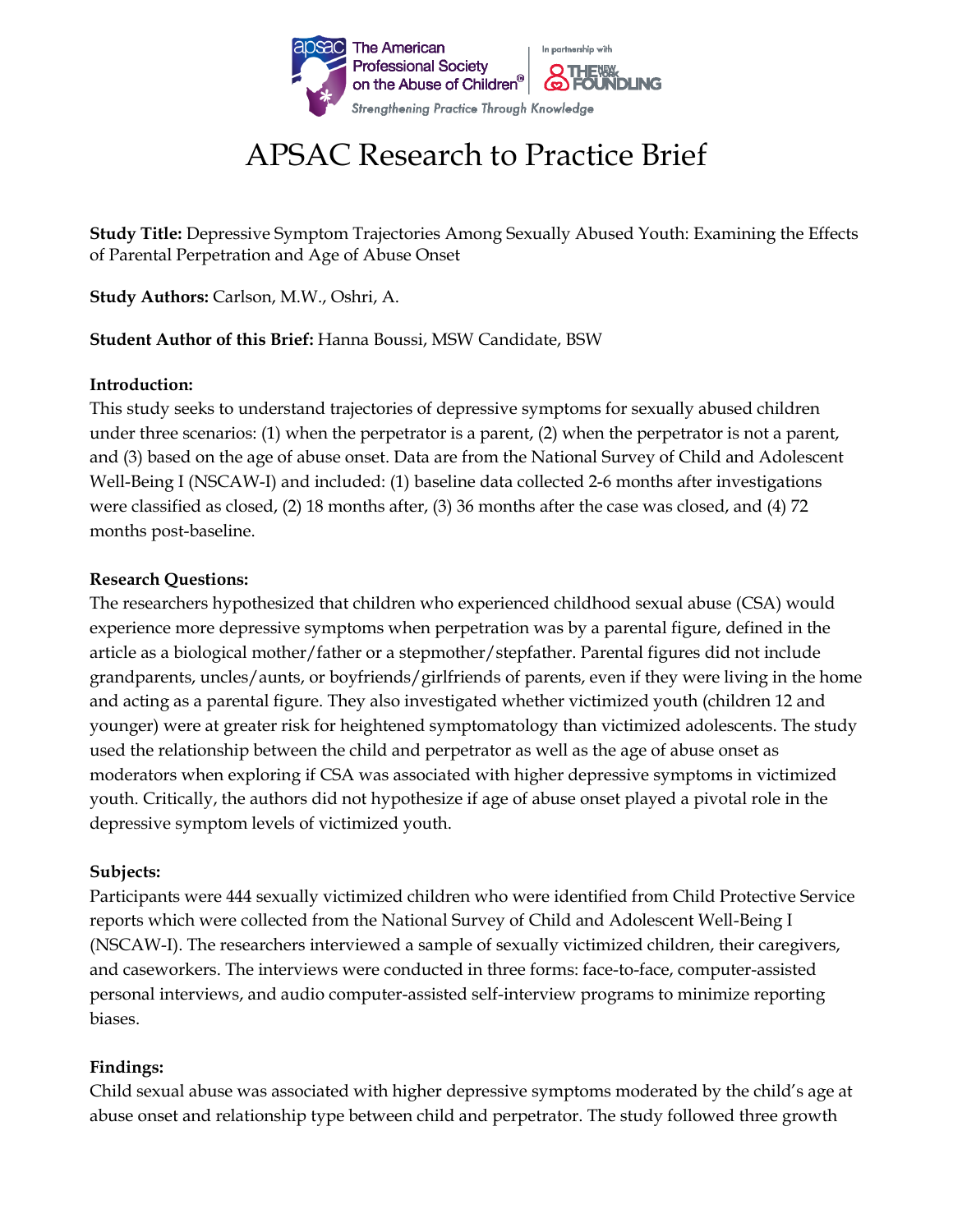# APSAC Research to Practice Brief

**Study Title:** Depressive Symptom Trajectories Among Sexually Abused Youth: Examining the Effects of Parental Perpetration and Age of Abuse Onset

**Study Authors:** Carlson, M.W., Oshri, A.

**Student Author of this Brief:** Hanna Boussi, MSW Candidate, BSW

**Introduction:**

This study seeks to understand trajectories of depressive symptoms for sexually abused children under three scenarios: (1) when the perpetrator is a parent, (2) when the perpetrator is not a parent, and (3) based on the age of abuse onset. Data are from the National Survey of Child and Adolescent Well-Being I (NSCAW-I) and included: (1) baseline data collected 2-6 months after investigations were classified as closed, (2) 18 months after, (3) 36 months after the case was closed, and (4) 72 months post-baseline.

**Research Questions:**

The researchers hypothesized that children who experienced childhood sexual abuse (CSA) would experience more depressive symptoms when perpetration was by a parental figure, defined in the article as a biological mother/father or a stepmother/stepfather. Parental figures did not include grandparents, uncles/aunts, or boyfriends/girlfriends of parents, even if they were living in the home and acting as a parental figure. They also investigated whether victimized youth (children 12 and younger) were at greater risk for heightened symptomatology than victimized adolescents. The study used the relationship between the child and perpetrator as well as the age of abuse onset as moderators when exploring if CSA was associated with higher depressive symptoms in victimized youth. Critically, the authors did not hypothesize if age of abuse onset played a pivotal role in the depressive symptom levels of victimized youth.

**Subjects:**

Participants were 444 sexually victimized children who were identified from Child Protective Service reports which were collected from the National Survey of Child and Adolescent Well-Being I (NSCAW-I). The researchers interviewed a sample of sexually victimized children, their caregivers, and caseworkers. The interviews were conducted in three forms: face-to-face, computer-assisted personal interviews, and audio computer-assisted self-interview programs to minimize reporting biases.

**Findings:**

Child sexual abuse was associated with higher depressive symptoms moderated by the child's age at abuse onset and relationship type between child and perpetrator. The study followed three growth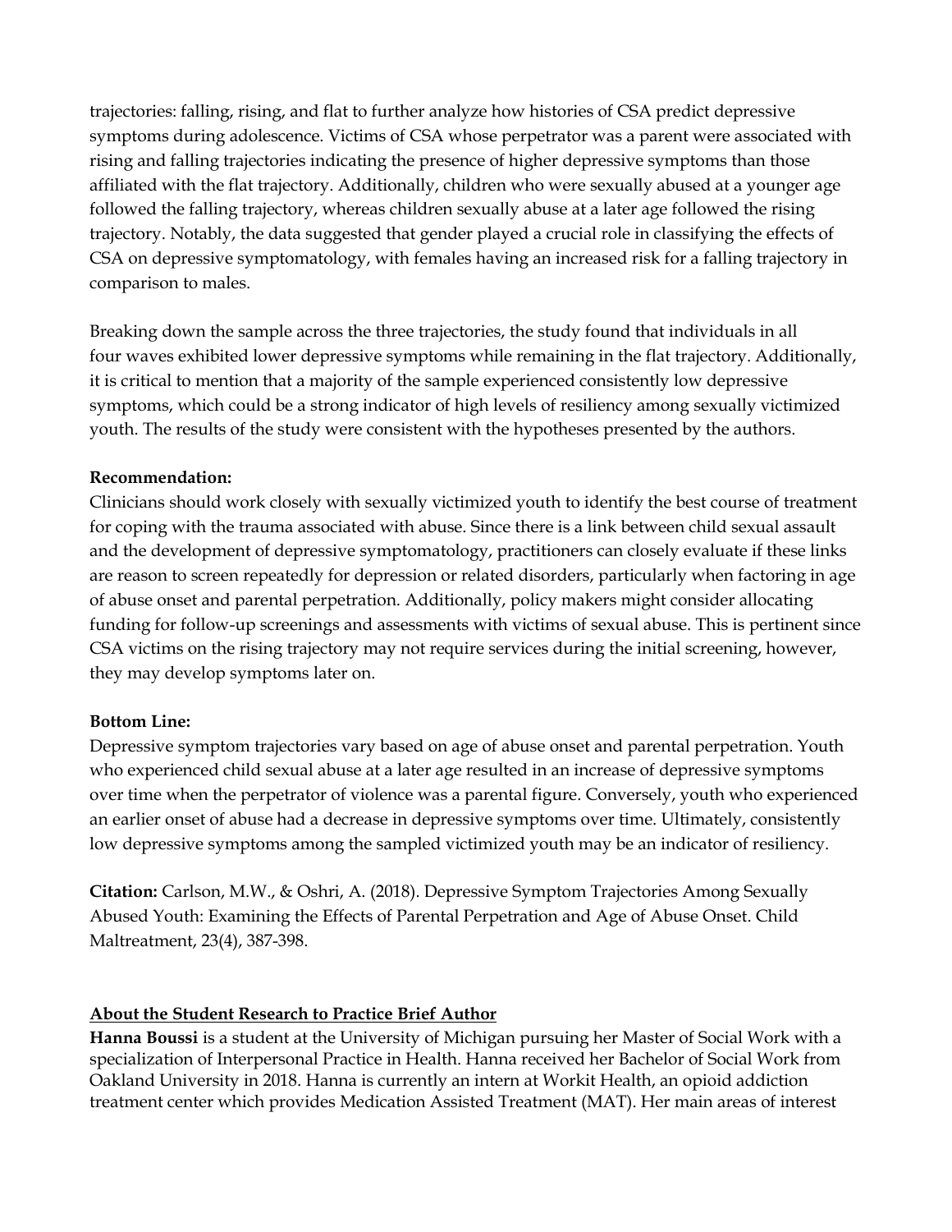trajectories: falling, rising, and flat to further analyze how histories of CSA predict depressive symptoms during adolescence. Victims of CSA whose perpetrator was a parent were associated with rising and falling trajectories indicating the presence of higher depressive symptoms than those affiliated with the flat trajectory. Additionally, children who were sexually abused at a younger age followed the falling trajectory, whereas children sexually abuse at a later age followed the rising trajectory. Notably, the data suggested that gender played a crucial role in classifying the effects of CSA on depressive symptomatology, with females having an increased risk for a falling trajectory in comparison to males.

Breaking down the sample across the three trajectories, the study found that individuals in all four waves exhibited lower depressive symptoms while remaining in the flat trajectory. Additionally, it is critical to mention that a majority of the sample experienced consistently low depressive symptoms, which could be a strong indicator of high levels of resiliency among sexually victimized youth. The results of the study were consistent with the hypotheses presented by the authors.

**Recommendation:**
Clinicians should work closely with sexually victimized youth to identify the best course of treatment for coping with the trauma associated with abuse. Since there is a link between child sexual assault and the development of depressive symptomatology, practitioners can closely evaluate if these links are reason to screen repeatedly for depression or related disorders, particularly when factoring in age of abuse onset and parental perpetration. Additionally, policy makers might consider allocating funding for follow-up screenings and assessments with victims of sexual abuse. This is pertinent since CSA victims on the rising trajectory may not require services during the initial screening, however, they may develop symptoms later on.

**Bottom Line:**
Depressive symptom trajectories vary based on age of abuse onset and parental perpetration. Youth who experienced child sexual abuse at a later age resulted in an increase of depressive symptoms over time when the perpetrator of violence was a parental figure. Conversely, youth who experienced an earlier onset of abuse had a decrease in depressive symptoms over time. Ultimately, consistently low depressive symptoms among the sampled victimized youth may be an indicator of resiliency.

**Citation:** Carlson, M.W., & Oshri, A. (2018). Depressive Symptom Trajectories Among Sexually Abused Youth: Examining the Effects of Parental Perpetration and Age of Abuse Onset. Child Maltreatment, 23(4), 387-398.

**About the Student Research to Practice Brief Author**

**Hanna Boussi** is a student at the University of Michigan pursuing her Master of Social Work with a specialization of Interpersonal Practice in Health. Hanna received her Bachelor of Social Work from Oakland University in 2018. Hanna is currently an intern at Workit Health, an opioid addiction treatment center which provides Medication Assisted Treatment (MAT). Her main areas of interest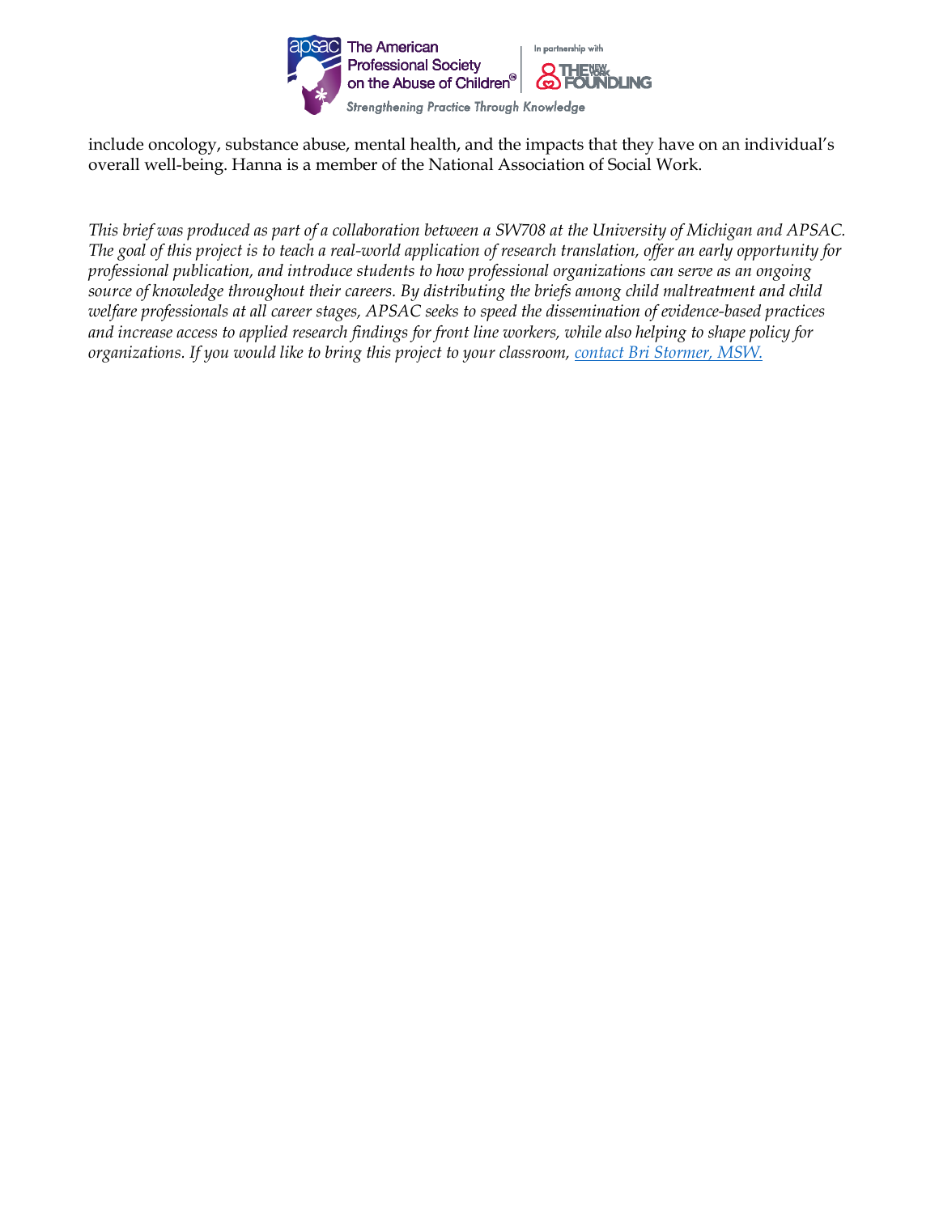include oncology, substance abuse, mental health, and the impacts that they have on an individual's overall well-being. Hanna is a member of the National Association of Social Work.

*This brief was produced as part of a collaboration between a SW708 at the University of Michigan and APSAC. The goal of this project is to teach a real-world application of research translation, offer an early opportunity for professional publication, and introduce students to how professional organizations can serve as an ongoing source of knowledge throughout their careers. By distributing the briefs among child maltreatment and child welfare professionals at all career stages, APSAC seeks to speed the dissemination of evidence-based practices and increase access to applied research findings for front line workers, while also helping to shape policy for organizations. If you would like to bring this project to your classroom, contact Bri Stormer, MSW.*